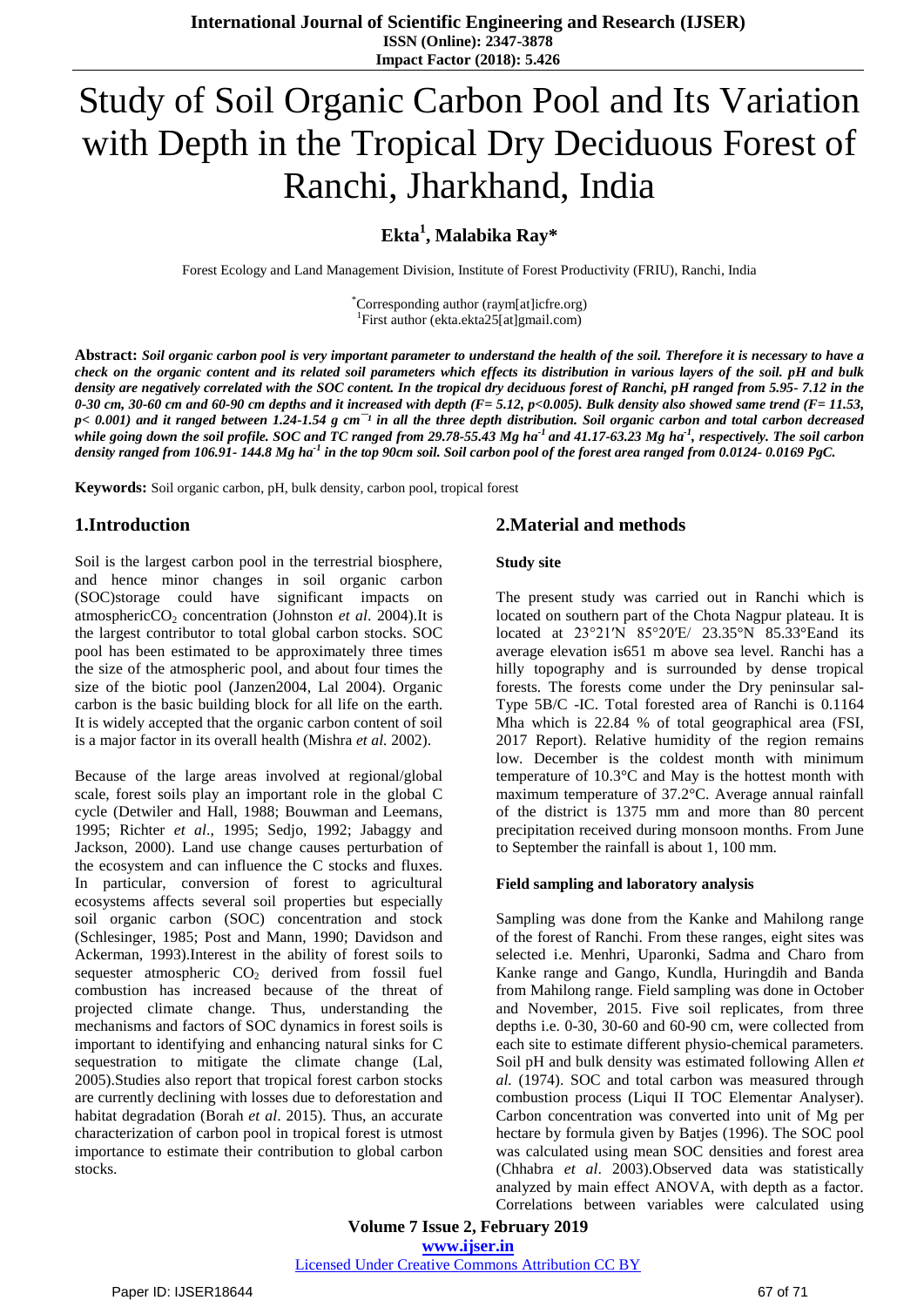# Study of Soil Organic Carbon Pool and Its Variation with Depth in the Tropical Dry Deciduous Forest of Ranchi, Jharkhand, India

**Ekta[1], Malabika Ray***

Forest Ecology and Land Management Division, Institute of Forest Productivity (FRIU), Ranchi, India

*Corresponding author (raym[at]icfre.org)
[1]First author (ekta.ekta25[at]gmail.com)

**Abstract:** ***Soil organic carbon pool is very important parameter to understand the health of the soil. Therefore it is necessary to have a check on the organic content and its related soil parameters which effects its distribution in various layers of the soil. pH and bulk density are negatively correlated with the SOC content. In the tropical dry deciduous forest of Ranchi, pH ranged from 5.95- 7.12 in the 0-30 cm, 30-60 cm and 60-90 cm depths and it increased with depth ($F= 5.12$, $p<0.005$). Bulk density also showed same trend ($F= 11.53$, $p< 0.001$) and it ranged between 1.24-1.54 g $cm^{-1}$ in all the three depth distribution. Soil organic carbon and total carbon decreased while going down the soil profile. SOC and TC ranged from 29.78-55.43 Mg $ha^{-1}$ and 41.17-63.23 Mg $ha^{-1}$, respectively. The soil carbon density ranged from 106.91- 144.8 Mg $ha^{-1}$ in the top 90cm soil. Soil carbon pool of the forest area ranged from 0.0124- 0.0169 PgC.***

**Keywords:** Soil organic carbon, pH, bulk density, carbon pool, tropical forest

## 1.Introduction

Soil is the largest carbon pool in the terrestrial biosphere, and hence minor changes in soil organic carbon (SOC)storage could have significant impacts on atmospheric$CO_2$ concentration (Johnston *et al*. 2004).It is the largest contributor to total global carbon stocks. SOC pool has been estimated to be approximately three times the size of the atmospheric pool, and about four times the size of the biotic pool (Janzen2004, Lal 2004). Organic carbon is the basic building block for all life on the earth. It is widely accepted that the organic carbon content of soil is a major factor in its overall health (Mishra *et al.* 2002).

Because of the large areas involved at regional/global scale, forest soils play an important role in the global C cycle (Detwiler and Hall, 1988; Bouwman and Leemans, 1995; Richter *et al*., 1995; Sedjo, 1992; Jabaggy and Jackson, 2000). Land use change causes perturbation of the ecosystem and can influence the C stocks and fluxes. In particular, conversion of forest to agricultural ecosystems affects several soil properties but especially soil organic carbon (SOC) concentration and stock (Schlesinger, 1985; Post and Mann, 1990; Davidson and Ackerman, 1993).Interest in the ability of forest soils to sequester atmospheric $CO_2$ derived from fossil fuel combustion has increased because of the threat of projected climate change. Thus, understanding the mechanisms and factors of SOC dynamics in forest soils is important to identifying and enhancing natural sinks for C sequestration to mitigate the climate change (Lal, 2005).Studies also report that tropical forest carbon stocks are currently declining with losses due to deforestation and habitat degradation (Borah *et al*. 2015). Thus, an accurate characterization of carbon pool in tropical forest is utmost importance to estimate their contribution to global carbon stocks.

## 2.Material and methods

**Study site**

The present study was carried out in Ranchi which is located on southern part of the Chota Nagpur plateau. It is located at 23°21′N 85°20′E/ 23.35°N 85.33°Eand its average elevation is651 m above sea level. Ranchi has a hilly topography and is surrounded by dense tropical forests. The forests come under the Dry peninsular sal-Type 5B/C -IC. Total forested area of Ranchi is 0.1164 Mha which is 22.84 % of total geographical area (FSI, 2017 Report). Relative humidity of the region remains low. December is the coldest month with minimum temperature of 10.3°C and May is the hottest month with maximum temperature of 37.2°C. Average annual rainfall of the district is 1375 mm and more than 80 percent precipitation received during monsoon months. From June to September the rainfall is about 1, 100 mm.

**Field sampling and laboratory analysis**

Sampling was done from the Kanke and Mahilong range of the forest of Ranchi. From these ranges, eight sites was selected i.e. Menhri, Uparonki, Sadma and Charo from Kanke range and Gango, Kundla, Huringdih and Banda from Mahilong range. Field sampling was done in October and November, 2015. Five soil replicates, from three depths i.e. 0-30, 30-60 and 60-90 cm, were collected from each site to estimate different physio-chemical parameters. Soil pH and bulk density was estimated following Allen *et al.* (1974). SOC and total carbon was measured through combustion process (Liqui II TOC Elementar Analyser). Carbon concentration was converted into unit of Mg per hectare by formula given by Batjes (1996). The SOC pool was calculated using mean SOC densities and forest area (Chhabra *et al*. 2003).Observed data was statistically analyzed by main effect ANOVA, with depth as a factor. Correlations between variables were calculated using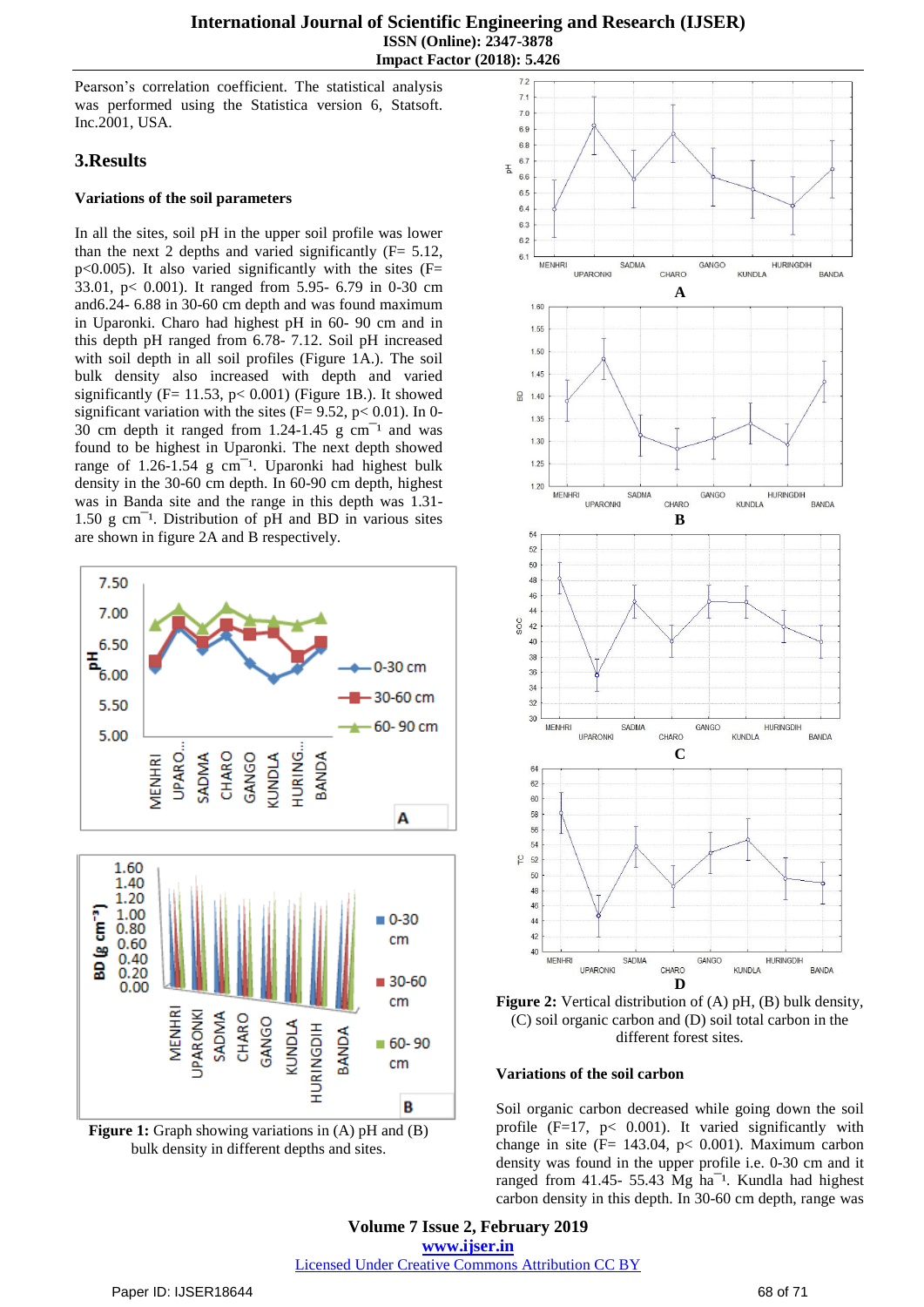Pearson's correlation coefficient. The statistical analysis was performed using the Statistica version 6, Statsoft. Inc.2001, USA.

## 3.Results

### Variations of the soil parameters

In all the sites, soil pH in the upper soil profile was lower than the next 2 depths and varied significantly ($F= 5.12$, $p<0.005$). It also varied significantly with the sites ($F= 33.01$, $p< 0.001$). It ranged from 5.95- 6.79 in 0-30 cm and6.24- 6.88 in 30-60 cm depth and was found maximum in Uparonki. Charo had highest pH in 60- 90 cm and in this depth pH ranged from 6.78- 7.12. Soil pH increased with soil depth in all soil profiles (Figure 1A.). The soil bulk density also increased with depth and varied significantly ($F= 11.53$, $p< 0.001$) (Figure 1B.). It showed significant variation with the sites ($F= 9.52$, $p< 0.01$). In 0-30 cm depth it ranged from 1.24-1.45 g $cm^{-1}$ and was found to be highest in Uparonki. The next depth showed range of 1.26-1.54 g $cm^{-1}$. Uparonki had highest bulk density in the 30-60 cm depth. In 60-90 cm depth, highest was in Banda site and the range in this depth was 1.31-1.50 g $cm^{-1}$. Distribution of pH and BD in various sites are shown in figure 2A and B respectively.

**Figure 1:** Graph showing variations in (A) pH and (B) bulk density in different depths and sites.

**Figure 2:** Vertical distribution of (A) pH, (B) bulk density, (C) soil organic carbon and (D) soil total carbon in the different forest sites.

### Variations of the soil carbon

Soil organic carbon decreased while going down the soil profile ($F=17$, $p< 0.001$). It varied significantly with change in site ($F= 143.04$, $p< 0.001$). Maximum carbon density was found in the upper profile i.e. 0-30 cm and it ranged from 41.45- 55.43 Mg $ha^{-1}$. Kundla had highest carbon density in this depth. In 30-60 cm depth, range was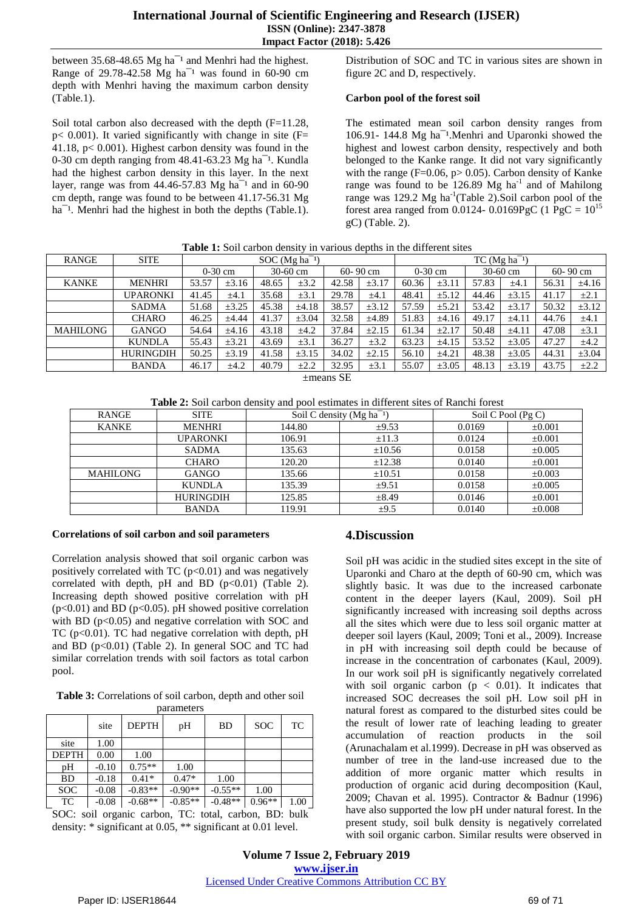between 35.68-48.65 Mg $ha^{-1}$ and Menhri had the highest. Range of 29.78-42.58 Mg $ha^{-1}$ was found in 60-90 cm depth with Menhri having the maximum carbon density (Table.1).

Soil total carbon also decreased with the depth ($F$=11.28, $p < 0.001$). It varied significantly with change in site ($F$= 41.18, $p < 0.001$). Highest carbon density was found in the 0-30 cm depth ranging from 48.41-63.23 Mg $ha^{-1}$. Kundla had the highest carbon density in this layer. In the next layer, range was from 44.46-57.83 Mg $ha^{-1}$ and in 60-90 cm depth, range was found to be between 41.17-56.31 Mg $ha^{-1}$. Menhri had the highest in both the depths (Table.1).

Distribution of SOC and TC in various sites are shown in figure 2C and D, respectively.

**Carbon pool of the forest soil**

The estimated mean soil carbon density ranges from 106.91- 144.8 Mg $ha^{-1}$.Menhri and Uparonki showed the highest and lowest carbon density, respectively and both belonged to the Kanke range. It did not vary significantly with the range ($F$=0.06, $p > 0.05$). Carbon density of Kanke range was found to be 126.89 Mg $ha^{-1}$ and of Mahilong range was 129.2 Mg $ha^{-1}$(Table 2).Soil carbon pool of the forest area ranged from 0.0124- 0.0169PgC (1 PgC = $10^{15}$ gC) (Table. 2).

**Table 1:** Soil carbon density in various depths in the different sites

| RANGE | SITE | SOC (Mg $ha^{-1}$) | | | | | | TC (Mg $ha^{-1}$) | | | | | |
|---|---|---|---|---|---|---|---|---|---|---|---|---|---|
| | | 0-30 cm | | 30-60 cm | | 60- 90 cm | | 0-30 cm | | 30-60 cm | | 60- 90 cm | |
| KANKE | MENHRI | 53.57 | ±3.16 | 48.65 | ±3.2 | 42.58 | ±3.17 | 60.36 | ±3.11 | 57.83 | ±4.1 | 56.31 | ±4.16 |
| | UPARONKI | 41.45 | ±4.1 | 35.68 | ±3.1 | 29.78 | ±4.1 | 48.41 | ±5.12 | 44.46 | ±3.15 | 41.17 | ±2.1 |
| | SADMA | 51.68 | ±3.25 | 45.38 | ±4.18 | 38.57 | ±3.12 | 57.59 | ±5.21 | 53.42 | ±3.17 | 50.32 | ±3.12 |
| | CHARO | 46.25 | ±4.44 | 41.37 | ±3.04 | 32.58 | ±4.89 | 51.83 | ±4.16 | 49.17 | ±4.11 | 44.76 | ±4.1 |
| MAHILONG | GANGO | 54.64 | ±4.16 | 43.18 | ±4.2 | 37.84 | ±2.15 | 61.34 | ±2.17 | 50.48 | ±4.11 | 47.08 | ±3.1 |
| | KUNDLA | 55.43 | ±3.21 | 43.69 | ±3.1 | 36.27 | ±3.2 | 63.23 | ±4.15 | 53.52 | ±3.05 | 47.27 | ±4.2 |
| | HURINGDIH | 50.25 | ±3.19 | 41.58 | ±3.15 | 34.02 | ±2.15 | 56.10 | ±4.21 | 48.38 | ±3.05 | 44.31 | ±3.04 |
| | BANDA | 46.17 | ±4.2 | 40.79 | ±2.2 | 32.95 | ±3.1 | 55.07 | ±3.05 | 48.13 | ±3.19 | 43.75 | ±2.2 |

±means SE

**Table 2:** Soil carbon density and pool estimates in different sites of Ranchi forest

| RANGE | SITE | Soil C density (Mg $ha^{-1}$) | | Soil C Pool (Pg C) | |
|---|---|---|---|---|---|
| KANKE | MENHRI | 144.80 | ±9.53 | 0.0169 | ±0.001 |
| | UPARONKI | 106.91 | ±11.3 | 0.0124 | ±0.001 |
| | SADMA | 135.63 | ±10.56 | 0.0158 | ±0.005 |
| | CHARO | 120.20 | ±12.38 | 0.0140 | ±0.001 |
| MAHILONG | GANGO | 135.66 | ±10.51 | 0.0158 | ±0.003 |
| | KUNDLA | 135.39 | ±9.51 | 0.0158 | ±0.005 |
| | HURINGDIH | 125.85 | ±8.49 | 0.0146 | ±0.001 |
| | BANDA | 119.91 | ±9.5 | 0.0140 | ±0.008 |

**Correlations of soil carbon and soil parameters**

Correlation analysis showed that soil organic carbon was positively correlated with TC ($p<0.01$) and was negatively correlated with depth, pH and BD ($p<0.01$) (Table 2). Increasing depth showed positive correlation with pH ($p<0.01$) and BD ($p<0.05$). pH showed positive correlation with BD ($p<0.05$) and negative correlation with SOC and TC ($p<0.01$). TC had negative correlation with depth, pH and BD ($p<0.01$) (Table 2). In general SOC and TC had similar correlation trends with soil factors as total carbon pool.

**Table 3:** Correlations of soil carbon, depth and other soil parameters

| | site | DEPTH | pH | BD | SOC | TC |
|---|---|---|---|---|---|---|
| site | 1.00 | | | | | |
| DEPTH | 0.00 | 1.00 | | | | |
| pH | -0.10 | 0.75** | 1.00 | | | |
| BD | -0.18 | 0.41* | 0.47* | 1.00 | | |
| SOC | -0.08 | -0.83** | -0.90** | -0.55** | 1.00 | |
| TC | -0.08 | -0.68** | -0.85** | -0.48** | 0.96** | 1.00 |

SOC: soil organic carbon, TC: total, carbon, BD: bulk density: * significant at 0.05, ** significant at 0.01 level.

## 4.Discussion

Soil pH was acidic in the studied sites except in the site of Uparonki and Charo at the depth of 60-90 cm, which was slightly basic. It was due to the increased carbonate content in the deeper layers (Kaul, 2009). Soil pH significantly increased with increasing soil depths across all the sites which were due to less soil organic matter at deeper soil layers (Kaul, 2009; Toni et al., 2009). Increase in pH with increasing soil depth could be because of increase in the concentration of carbonates (Kaul, 2009). In our work soil pH is significantly negatively correlated with soil organic carbon ($p < 0.01$). It indicates that increased SOC decreases the soil pH. Low soil pH in natural forest as compared to the disturbed sites could be the result of lower rate of leaching leading to greater accumulation of reaction products in the soil (Arunachalam et al.1999). Decrease in pH was observed as number of tree in the land-use increased due to the addition of more organic matter which results in production of organic acid during decomposition (Kaul, 2009; Chavan et al. 1995). Contractor & Badnur (1996) have also supported the low pH under natural forest. In the present study, soil bulk density is negatively correlated with soil organic carbon. Similar results were observed in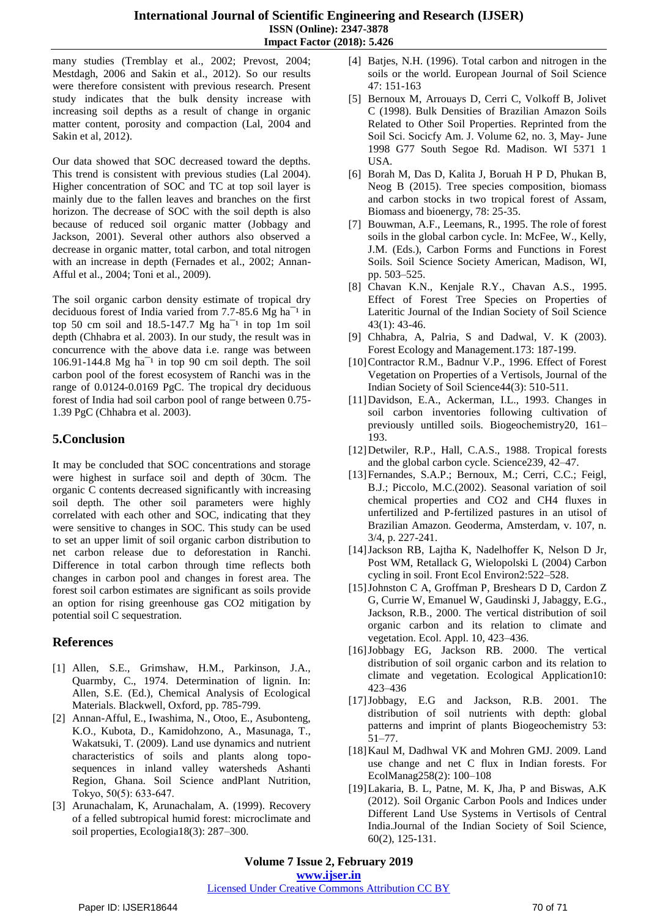many studies (Tremblay et al., 2002; Prevost, 2004; Mestdagh, 2006 and Sakin et al., 2012). So our results were therefore consistent with previous research. Present study indicates that the bulk density increase with increasing soil depths as a result of change in organic matter content, porosity and compaction (Lal, 2004 and Sakin et al, 2012).

Our data showed that SOC decreased toward the depths. This trend is consistent with previous studies (Lal 2004). Higher concentration of SOC and TC at top soil layer is mainly due to the fallen leaves and branches on the first horizon. The decrease of SOC with the soil depth is also because of reduced soil organic matter (Jobbagy and Jackson, 2001). Several other authors also observed a decrease in organic matter, total carbon, and total nitrogen with an increase in depth (Fernades et al., 2002; Annan-Afful et al., 2004; Toni et al., 2009).

The soil organic carbon density estimate of tropical dry deciduous forest of India varied from 7.7-85.6 Mg ha$^{-1}$ in top 50 cm soil and 18.5-147.7 Mg ha$^{-1}$ in top 1m soil depth (Chhabra et al. 2003). In our study, the result was in concurrence with the above data i.e. range was between 106.91-144.8 Mg ha$^{-1}$ in top 90 cm soil depth. The soil carbon pool of the forest ecosystem of Ranchi was in the range of 0.0124-0.0169 PgC. The tropical dry deciduous forest of India had soil carbon pool of range between 0.75-1.39 PgC (Chhabra et al. 2003).

## 5.Conclusion

It may be concluded that SOC concentrations and storage were highest in surface soil and depth of 30cm. The organic C contents decreased significantly with increasing soil depth. The other soil parameters were highly correlated with each other and SOC, indicating that they were sensitive to changes in SOC. This study can be used to set an upper limit of soil organic carbon distribution to net carbon release due to deforestation in Ranchi. Difference in total carbon through time reflects both changes in carbon pool and changes in forest area. The forest soil carbon estimates are significant as soils provide an option for rising greenhouse gas $CO_2$ mitigation by potential soil C sequestration.

## References

[1] Allen, S.E., Grimshaw, H.M., Parkinson, J.A., Quarmby, C., 1974. Determination of lignin. In: Allen, S.E. (Ed.), Chemical Analysis of Ecological Materials. Blackwell, Oxford, pp. 785-799.

[2] Annan-Afful, E., Iwashima, N., Otoo, E., Asubonteng, K.O., Kubota, D., Kamidohzono, A., Masunaga, T., Wakatsuki, T. (2009). Land use dynamics and nutrient characteristics of soils and plants along topo-sequences in inland valley watersheds Ashanti Region, Ghana. Soil Science andPlant Nutrition, Tokyo, 50(5): 633-647.

[3] Arunachalam, K, Arunachalam, A. (1999). Recovery of a felled subtropical humid forest: microclimate and soil properties, Ecologia18(3): 287–300.

[4] Batjes, N.H. (1996). Total carbon and nitrogen in the soils or the world. European Journal of Soil Science 47: 151-163

[5] Bernoux M, Arrouays D, Cerri C, Volkoff B, Jolivet C (1998). Bulk Densities of Brazilian Amazon Soils Related to Other Soil Properties. Reprinted from the Soil Sci. Socicfy Am. J. Volume 62, no. 3, May- June 1998 G77 South Segoe Rd. Madison. WI 5371 1 USA.

[6] Borah M, Das D, Kalita J, Boruah H P D, Phukan B, Neog B (2015). Tree species composition, biomass and carbon stocks in two tropical forest of Assam, Biomass and bioenergy, 78: 25-35.

[7] Bouwman, A.F., Leemans, R., 1995. The role of forest soils in the global carbon cycle. In: McFee, W., Kelly, J.M. (Eds.), Carbon Forms and Functions in Forest Soils. Soil Science Society American, Madison, WI, pp. 503–525.

[8] Chavan K.N., Kenjale R.Y., Chavan A.S., 1995. Effect of Forest Tree Species on Properties of Lateritic Journal of the Indian Society of Soil Science 43(1): 43-46.

[9] Chhabra, A, Palria, S and Dadwal, V. K (2003). Forest Ecology and Management.173: 187-199.

[10] Contractor R.M., Badnur V.P., 1996. Effect of Forest Vegetation on Properties of a Vertisols, Journal of the Indian Society of Soil Science44(3): 510-511.

[11] Davidson, E.A., Ackerman, I.L., 1993. Changes in soil carbon inventories following cultivation of previously untilled soils. Biogeochemistry20, 161–193.

[12] Detwiler, R.P., Hall, C.A.S., 1988. Tropical forests and the global carbon cycle. Science239, 42–47.

[13] Fernandes, S.A.P.; Bernoux, M.; Cerri, C.C.; Feigl, B.J.; Piccolo, M.C.(2002). Seasonal variation of soil chemical properties and CO2 and CH4 fluxes in unfertilized and P-fertilized pastures in an utisol of Brazilian Amazon. Geoderma, Amsterdam, v. 107, n. 3/4, p. 227-241.

[14] Jackson RB, Lajtha K, Nadelhoffer K, Nelson D Jr, Post WM, Retallack G, Wielopolski L (2004) Carbon cycling in soil. Front Ecol Environ2:522–528.

[15] Johnston C A, Groffman P, Breshears D D, Cardon Z G, Currie W, Emanuel W, Gaudinski J, Jabaggy, E.G., Jackson, R.B., 2000. The vertical distribution of soil organic carbon and its relation to climate and vegetation. Ecol. Appl. 10, 423–436.

[16] Jobbagy EG, Jackson RB. 2000. The vertical distribution of soil organic carbon and its relation to climate and vegetation. Ecological Application10: 423–436

[17] Jobbagy, E.G and Jackson, R.B. 2001. The distribution of soil nutrients with depth: global patterns and imprint of plants Biogeochemistry 53: 51–77.

[18] Kaul M, Dadhwal VK and Mohren GMJ. 2009. Land use change and net C flux in Indian forests. For EcolManag258(2): 100–108

[19] Lakaria, B. L, Patne, M. K, Jha, P and Biswas, A.K (2012). Soil Organic Carbon Pools and Indices under Different Land Use Systems in Vertisols of Central India.Journal of the Indian Society of Soil Science, 60(2), 125-131.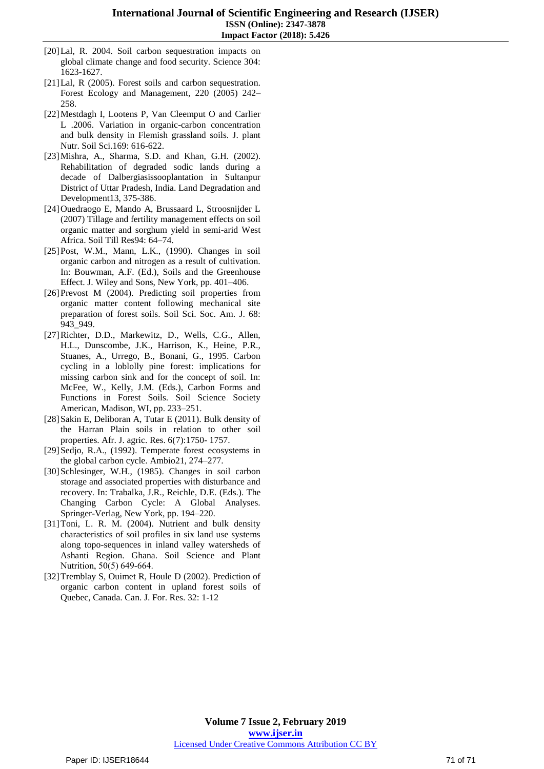[20] Lal, R. 2004. Soil carbon sequestration impacts on global climate change and food security. Science 304: 1623-1627.

[21] Lal, R (2005). Forest soils and carbon sequestration. Forest Ecology and Management, 220 (2005) 242–258.

[22] Mestdagh I, Lootens P, Van Cleemput O and Carlier L .2006. Variation in organic-carbon concentration and bulk density in Flemish grassland soils. J. plant Nutr. Soil Sci.169: 616-622.

[23] Mishra, A., Sharma, S.D. and Khan, G.H. (2002). Rehabilitation of degraded sodic lands during a decade of Dalbergiasissooplantation in Sultanpur District of Uttar Pradesh, India. Land Degradation and Development13, 375-386.

[24] Ouedraogo E, Mando A, Brussaard L, Stroosnijder L (2007) Tillage and fertility management effects on soil organic matter and sorghum yield in semi-arid West Africa. Soil Till Res94: 64–74.

[25] Post, W.M., Mann, L.K., (1990). Changes in soil organic carbon and nitrogen as a result of cultivation. In: Bouwman, A.F. (Ed.), Soils and the Greenhouse Effect. J. Wiley and Sons, New York, pp. 401–406.

[26] Prevost M (2004). Predicting soil properties from organic matter content following mechanical site preparation of forest soils. Soil Sci. Soc. Am. J. 68: 943_949.

[27] Richter, D.D., Markewitz, D., Wells, C.G., Allen, H.L., Dunscombe, J.K., Harrison, K., Heine, P.R., Stuanes, A., Urrego, B., Bonani, G., 1995. Carbon cycling in a loblolly pine forest: implications for missing carbon sink and for the concept of soil. In: McFee, W., Kelly, J.M. (Eds.), Carbon Forms and Functions in Forest Soils. Soil Science Society American, Madison, WI, pp. 233–251.

[28] Sakin E, Deliboran A, Tutar E (2011). Bulk density of the Harran Plain soils in relation to other soil properties. Afr. J. agric. Res. 6(7):1750- 1757.

[29] Sedjo, R.A., (1992). Temperate forest ecosystems in the global carbon cycle. Ambio21, 274–277.

[30] Schlesinger, W.H., (1985). Changes in soil carbon storage and associated properties with disturbance and recovery. In: Trabalka, J.R., Reichle, D.E. (Eds.). The Changing Carbon Cycle: A Global Analyses. Springer-Verlag, New York, pp. 194–220.

[31] Toni, L. R. M. (2004). Nutrient and bulk density characteristics of soil profiles in six land use systems along topo-sequences in inland valley watersheds of Ashanti Region. Ghana. Soil Science and Plant Nutrition, 50(5) 649-664.

[32] Tremblay S, Ouimet R, Houle D (2002). Prediction of organic carbon content in upland forest soils of Quebec, Canada. Can. J. For. Res. 32: 1-12